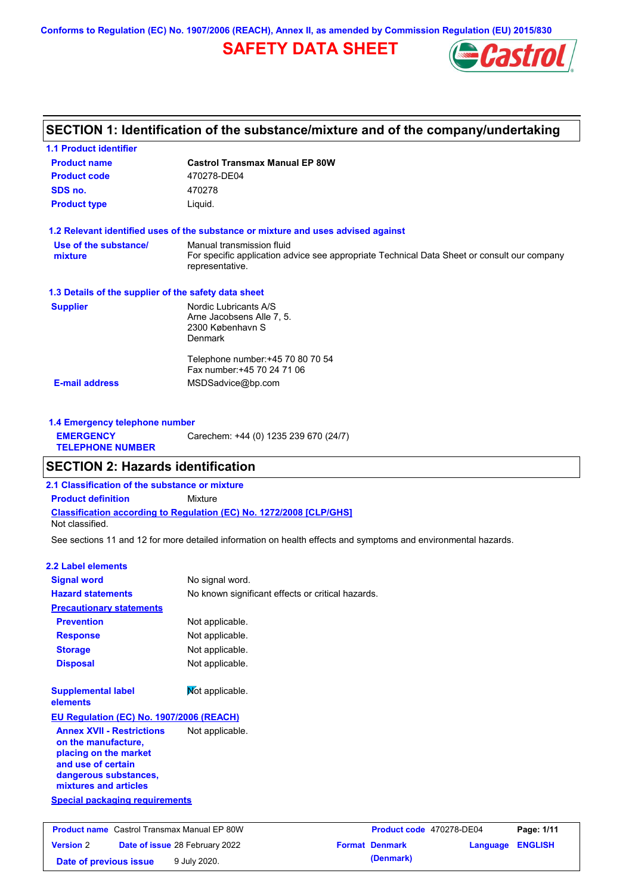Conforms to Regulation (EC) No. 1907/2006 (REACH), Annex II, as amended by Commission Regulation (EU) 2015/830

# SAFETY DATA SHEET

## SECTION 1: Identification of the substance/mixture and of the company/undertaking

### 1.1 Product identifier

| | |
|---|---|
| **Product name** | **Castrol Transmax Manual EP 80W** |
| **Product code** | 470278-DE04 |
| **SDS no.** | 470278 |
| **Product type** | Liquid. |

### 1.2 Relevant identified uses of the substance or mixture and uses advised against

| | |
|---|---|
| **Use of the substance/ mixture** | Manual transmission fluid<br>For specific application advice see appropriate Technical Data Sheet or consult our company representative. |

### 1.3 Details of the supplier of the safety data sheet

| | |
|---|---|
| **Supplier** | Nordic Lubricants A/S<br>Arne Jacobsens Alle 7, 5.<br>2300 København S<br>Denmark<br><br>Telephone number:+45 70 80 70 54<br>Fax number:+45 70 24 71 06 |
| **E-mail address** | MSDSadvice@bp.com |

### 1.4 Emergency telephone number

| | |
|---|---|
| **EMERGENCY TELEPHONE NUMBER** | Carechem: +44 (0) 1235 239 670 (24/7) |

## SECTION 2: Hazards identification

### 2.1 Classification of the substance or mixture

**Product definition** Mixture

**Classification according to Regulation (EC) No. 1272/2008 [CLP/GHS]**

Not classified.

See sections 11 and 12 for more detailed information on health effects and symptoms and environmental hazards.

### 2.2 Label elements

| | |
|---|---|
| **Signal word** | No signal word. |
| **Hazard statements** | No known significant effects or critical hazards. |

**Precautionary statements**

| | |
|---|---|
| **Prevention** | Not applicable. |
| **Response** | Not applicable. |
| **Storage** | Not applicable. |
| **Disposal** | Not applicable. |

| | |
|---|---|
| **Supplemental label elements** | Not applicable. |

**EU Regulation (EC) No. 1907/2006 (REACH)**

| | |
|---|---|
| **Annex XVII - Restrictions on the manufacture, placing on the market and use of certain dangerous substances, mixtures and articles** | Not applicable. |

**Special packaging requirements**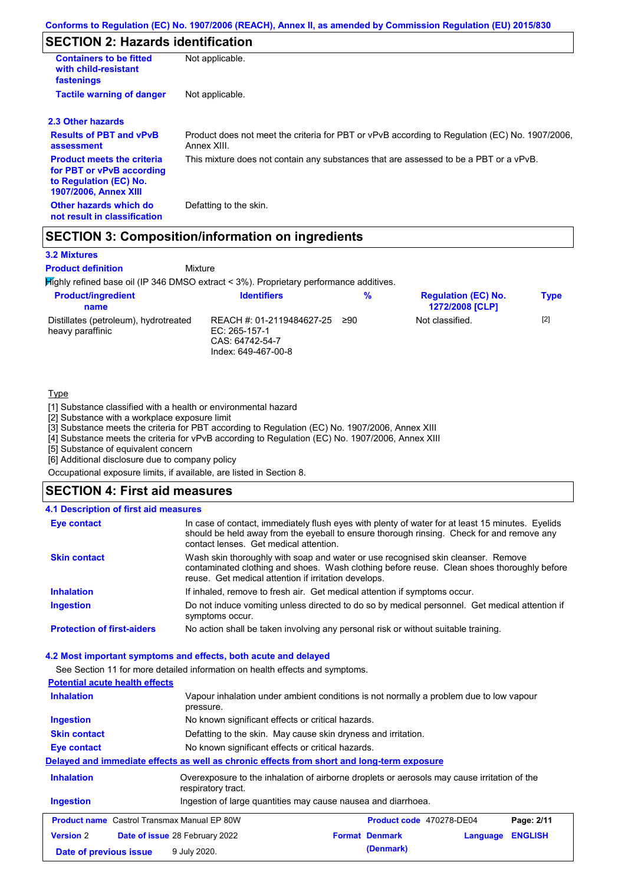## SECTION 2: Hazards identification

| | |
|---|---|
| **Containers to be fitted with child-resistant fastenings** | Not applicable. |
| **Tactile warning of danger** | Not applicable. |

### 2.3 Other hazards

| | |
|---|---|
| **Results of PBT and vPvB assessment** | Product does not meet the criteria for PBT or vPvB according to Regulation (EC) No. 1907/2006, Annex XIII. |
| **Product meets the criteria for PBT or vPvB according to Regulation (EC) No. 1907/2006, Annex XIII** | This mixture does not contain any substances that are assessed to be a PBT or a vPvB. |
| **Other hazards which do not result in classification** | Defatting to the skin. |

## SECTION 3: Composition/information on ingredients

### 3.2 Mixtures

**Product definition** Mixture

Highly refined base oil (IP 346 DMSO extract < 3%). Proprietary performance additives.

| Product/ingredient name | Identifiers | % | Regulation (EC) No. 1272/2008 [CLP] | Type |
|---|---|---|---|---|
| Distillates (petroleum), hydrotreated heavy paraffinic | REACH #: 01-2119484627-25<br>EC: 265-157-1<br>CAS: 64742-54-7<br>Index: 649-467-00-8 | ≥90 | Not classified. | [2] |

Type

[1] Substance classified with a health or environmental hazard
[2] Substance with a workplace exposure limit
[3] Substance meets the criteria for PBT according to Regulation (EC) No. 1907/2006, Annex XIII
[4] Substance meets the criteria for vPvB according to Regulation (EC) No. 1907/2006, Annex XIII
[5] Substance of equivalent concern
[6] Additional disclosure due to company policy

Occupational exposure limits, if available, are listed in Section 8.

## SECTION 4: First aid measures

### 4.1 Description of first aid measures

| | |
|---|---|
| **Eye contact** | In case of contact, immediately flush eyes with plenty of water for at least 15 minutes. Eyelids should be held away from the eyeball to ensure thorough rinsing. Check for and remove any contact lenses. Get medical attention. |
| **Skin contact** | Wash skin thoroughly with soap and water or use recognised skin cleanser. Remove contaminated clothing and shoes. Wash clothing before reuse. Clean shoes thoroughly before reuse. Get medical attention if irritation develops. |
| **Inhalation** | If inhaled, remove to fresh air. Get medical attention if symptoms occur. |
| **Ingestion** | Do not induce vomiting unless directed to do so by medical personnel. Get medical attention if symptoms occur. |
| **Protection of first-aiders** | No action shall be taken involving any personal risk or without suitable training. |

### 4.2 Most important symptoms and effects, both acute and delayed

See Section 11 for more detailed information on health effects and symptoms.

**Potential acute health effects**

| | |
|---|---|
| **Inhalation** | Vapour inhalation under ambient conditions is not normally a problem due to low vapour pressure. |
| **Ingestion** | No known significant effects or critical hazards. |
| **Skin contact** | Defatting to the skin. May cause skin dryness and irritation. |
| **Eye contact** | No known significant effects or critical hazards. |

**Delayed and immediate effects as well as chronic effects from short and long-term exposure**

| | |
|---|---|
| **Inhalation** | Overexposure to the inhalation of airborne droplets or aerosols may cause irritation of the respiratory tract. |
| **Ingestion** | Ingestion of large quantities may cause nausea and diarrhoea. |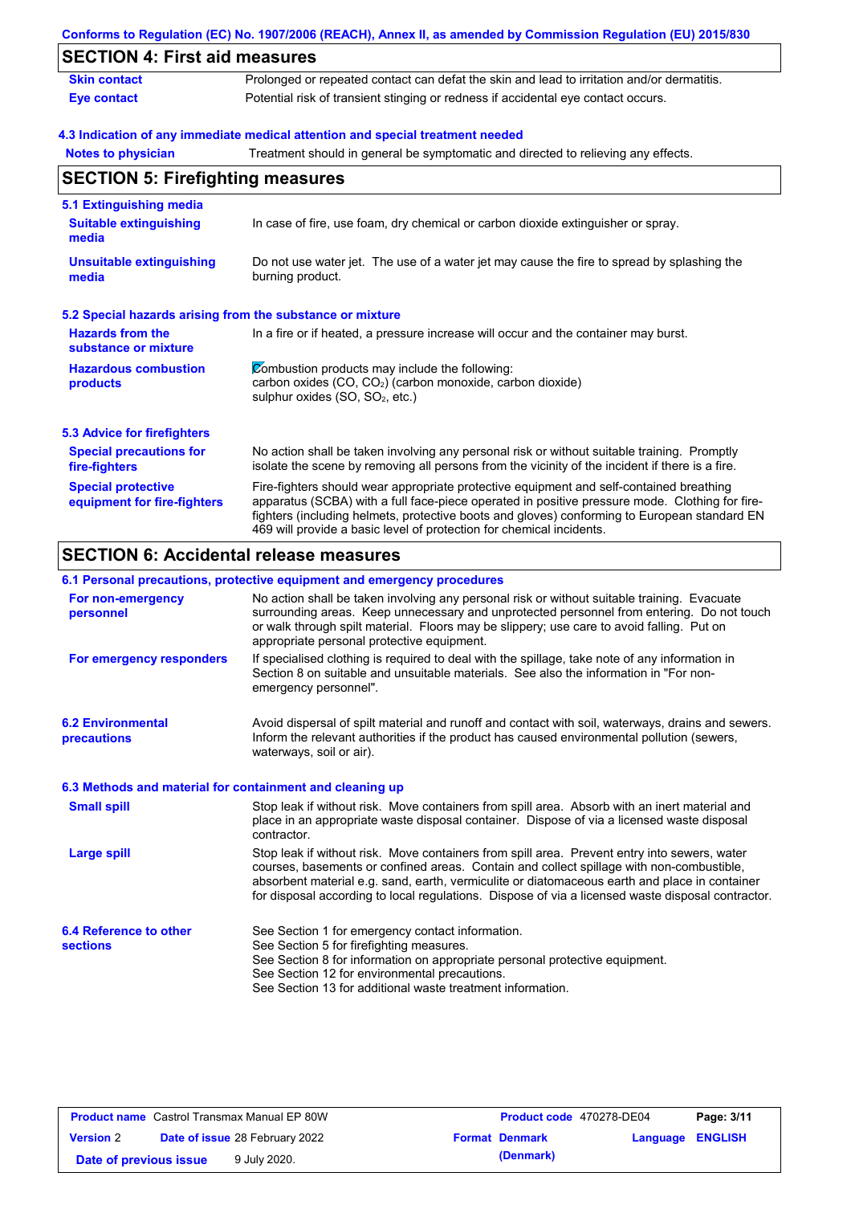Conforms to Regulation (EC) No. 1907/2006 (REACH), Annex II, as amended by Commission Regulation (EU) 2015/830

## SECTION 4: First aid measures

| | |
|---|---|
| **Skin contact** | Prolonged or repeated contact can defat the skin and lead to irritation and/or dermatitis. |
| **Eye contact** | Potential risk of transient stinging or redness if accidental eye contact occurs. |

### 4.3 Indication of any immediate medical attention and special treatment needed

| | |
|---|---|
| **Notes to physician** | Treatment should in general be symptomatic and directed to relieving any effects. |

## SECTION 5: Firefighting measures

### 5.1 Extinguishing media

| | |
|---|---|
| **Suitable extinguishing media** | In case of fire, use foam, dry chemical or carbon dioxide extinguisher or spray. |
| **Unsuitable extinguishing media** | Do not use water jet. The use of a water jet may cause the fire to spread by splashing the burning product. |

### 5.2 Special hazards arising from the substance or mixture

| | |
|---|---|
| **Hazards from the substance or mixture** | In a fire or if heated, a pressure increase will occur and the container may burst. |
| **Hazardous combustion products** | Combustion products may include the following:<br>carbon oxides ($CO$, $CO_2$) (carbon monoxide, carbon dioxide)<br>sulphur oxides ($SO$, $SO_2$, etc.) |

### 5.3 Advice for firefighters

| | |
|---|---|
| **Special precautions for fire-fighters** | No action shall be taken involving any personal risk or without suitable training. Promptly isolate the scene by removing all persons from the vicinity of the incident if there is a fire. |
| **Special protective equipment for fire-fighters** | Fire-fighters should wear appropriate protective equipment and self-contained breathing apparatus (SCBA) with a full face-piece operated in positive pressure mode. Clothing for fire-fighters (including helmets, protective boots and gloves) conforming to European standard EN 469 will provide a basic level of protection for chemical incidents. |

## SECTION 6: Accidental release measures

### 6.1 Personal precautions, protective equipment and emergency procedures

| | |
|---|---|
| **For non-emergency personnel** | No action shall be taken involving any personal risk or without suitable training. Evacuate surrounding areas. Keep unnecessary and unprotected personnel from entering. Do not touch or walk through spilt material. Floors may be slippery; use care to avoid falling. Put on appropriate personal protective equipment. |
| **For emergency responders** | If specialised clothing is required to deal with the spillage, take note of any information in Section 8 on suitable and unsuitable materials. See also the information in "For non-emergency personnel". |

| | |
|---|---|
| **6.2 Environmental precautions** | Avoid dispersal of spilt material and runoff and contact with soil, waterways, drains and sewers. Inform the relevant authorities if the product has caused environmental pollution (sewers, waterways, soil or air). |

### 6.3 Methods and material for containment and cleaning up

| | |
|---|---|
| **Small spill** | Stop leak if without risk. Move containers from spill area. Absorb with an inert material and place in an appropriate waste disposal container. Dispose of via a licensed waste disposal contractor. |
| **Large spill** | Stop leak if without risk. Move containers from spill area. Prevent entry into sewers, water courses, basements or confined areas. Contain and collect spillage with non-combustible, absorbent material e.g. sand, earth, vermiculite or diatomaceous earth and place in container for disposal according to local regulations. Dispose of via a licensed waste disposal contractor. |

| | |
|---|---|
| **6.4 Reference to other sections** | See Section 1 for emergency contact information.<br>See Section 5 for firefighting measures.<br>See Section 8 for information on appropriate personal protective equipment.<br>See Section 12 for environmental precautions.<br>See Section 13 for additional waste treatment information. |

| | | | |
|---|---|---|---|
| **Product name** Castrol Transmax Manual EP 80W | | **Product code** 470278-DE04 | |
| **Version** 2 | **Date of issue** 28 February 2022 | **Format Denmark (Denmark)** | **Language ENGLISH** |
| **Date of previous issue** | 9 July 2020. | | |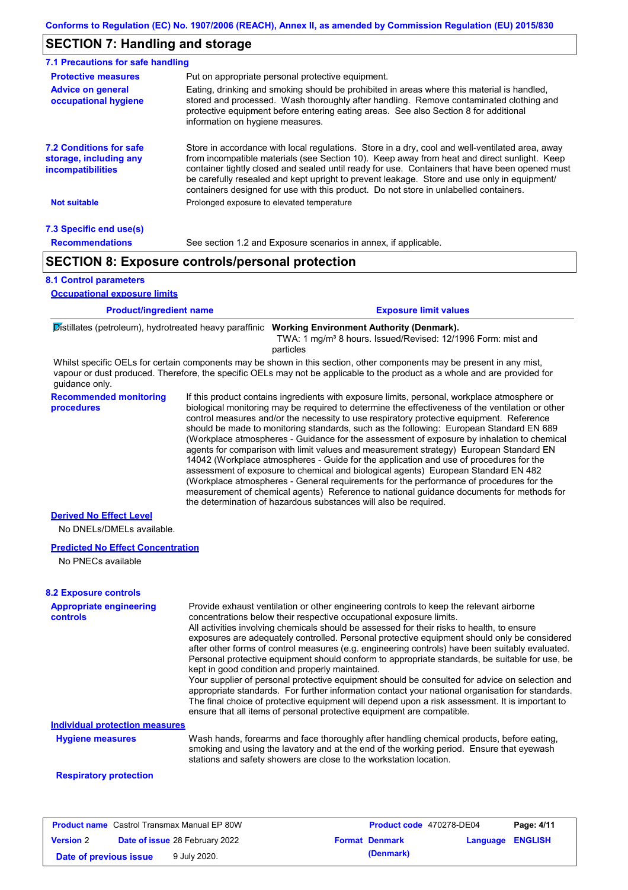## SECTION 7: Handling and storage

### 7.1 Precautions for safe handling

**Protective measures**
Put on appropriate personal protective equipment.

**Advice on general occupational hygiene**
Eating, drinking and smoking should be prohibited in areas where this material is handled, stored and processed. Wash thoroughly after handling. Remove contaminated clothing and protective equipment before entering eating areas. See also Section 8 for additional information on hygiene measures.

### 7.2 Conditions for safe storage, including any incompatibilities

Store in accordance with local regulations. Store in a dry, cool and well-ventilated area, away from incompatible materials (see Section 10). Keep away from heat and direct sunlight. Keep container tightly closed and sealed until ready for use. Containers that have been opened must be carefully resealed and kept upright to prevent leakage. Store and use only in equipment/containers designed for use with this product. Do not store in unlabelled containers.

**Not suitable**
Prolonged exposure to elevated temperature

### 7.3 Specific end use(s)

**Recommendations**
See section 1.2 and Exposure scenarios in annex, if applicable.

## SECTION 8: Exposure controls/personal protection

### 8.1 Control parameters

**Occupational exposure limits**

| Product/ingredient name | Exposure limit values |
|---|---|
| Distillates (petroleum), hydrotreated heavy paraffinic | **Working Environment Authority (Denmark).** TWA: 1 mg/m³ 8 hours. Issued/Revised: 12/1996 Form: mist and particles |

Whilst specific OELs for certain components may be shown in this section, other components may be present in any mist, vapour or dust produced. Therefore, the specific OELs may not be applicable to the product as a whole and are provided for guidance only.

**Recommended monitoring procedures**
If this product contains ingredients with exposure limits, personal, workplace atmosphere or biological monitoring may be required to determine the effectiveness of the ventilation or other control measures and/or the necessity to use respiratory protective equipment. Reference should be made to monitoring standards, such as the following: European Standard EN 689 (Workplace atmospheres - Guidance for the assessment of exposure by inhalation to chemical agents for comparison with limit values and measurement strategy) European Standard EN 14042 (Workplace atmospheres - Guide for the application and use of procedures for the assessment of exposure to chemical and biological agents) European Standard EN 482 (Workplace atmospheres - General requirements for the performance of procedures for the measurement of chemical agents) Reference to national guidance documents for methods for the determination of hazardous substances will also be required.

**Derived No Effect Level**

No DNELs/DMELs available.

**Predicted No Effect Concentration**

No PNECs available

### 8.2 Exposure controls

**Appropriate engineering controls**
Provide exhaust ventilation or other engineering controls to keep the relevant airborne concentrations below their respective occupational exposure limits.
All activities involving chemicals should be assessed for their risks to health, to ensure exposures are adequately controlled. Personal protective equipment should only be considered after other forms of control measures (e.g. engineering controls) have been suitably evaluated. Personal protective equipment should conform to appropriate standards, be suitable for use, be kept in good condition and properly maintained.
Your supplier of personal protective equipment should be consulted for advice on selection and appropriate standards. For further information contact your national organisation for standards. The final choice of protective equipment will depend upon a risk assessment. It is important to ensure that all items of personal protective equipment are compatible.

**Individual protection measures**

**Hygiene measures**
Wash hands, forearms and face thoroughly after handling chemical products, before eating, smoking and using the lavatory and at the end of the working period. Ensure that eyewash stations and safety showers are close to the workstation location.

**Respiratory protection**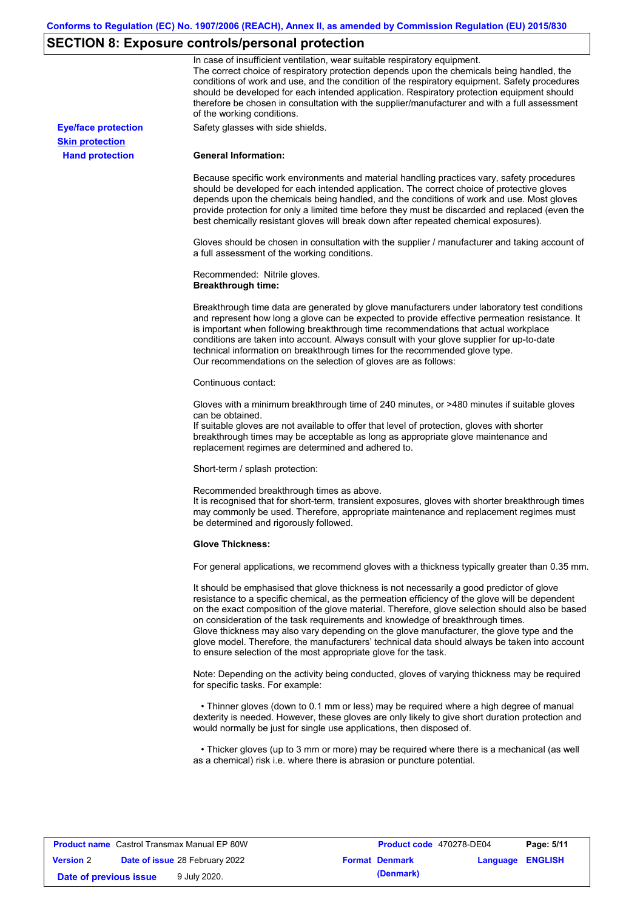## SECTION 8: Exposure controls/personal protection

In case of insufficient ventilation, wear suitable respiratory equipment.
The correct choice of respiratory protection depends upon the chemicals being handled, the conditions of work and use, and the condition of the respiratory equipment. Safety procedures should be developed for each intended application. Respiratory protection equipment should therefore be chosen in consultation with the supplier/manufacturer and with a full assessment of the working conditions.

**Eye/face protection**

Safety glasses with side shields.

**Skin protection**

**Hand protection**

**General Information:**

Because specific work environments and material handling practices vary, safety procedures should be developed for each intended application. The correct choice of protective gloves depends upon the chemicals being handled, and the conditions of work and use. Most gloves provide protection for only a limited time before they must be discarded and replaced (even the best chemically resistant gloves will break down after repeated chemical exposures).

Gloves should be chosen in consultation with the supplier / manufacturer and taking account of a full assessment of the working conditions.

Recommended: Nitrile gloves.
**Breakthrough time:**

Breakthrough time data are generated by glove manufacturers under laboratory test conditions and represent how long a glove can be expected to provide effective permeation resistance. It is important when following breakthrough time recommendations that actual workplace conditions are taken into account. Always consult with your glove supplier for up-to-date technical information on breakthrough times for the recommended glove type.
Our recommendations on the selection of gloves are as follows:

Continuous contact:

Gloves with a minimum breakthrough time of 240 minutes, or >480 minutes if suitable gloves can be obtained.
If suitable gloves are not available to offer that level of protection, gloves with shorter breakthrough times may be acceptable as long as appropriate glove maintenance and replacement regimes are determined and adhered to.

Short-term / splash protection:

Recommended breakthrough times as above.
It is recognised that for short-term, transient exposures, gloves with shorter breakthrough times may commonly be used. Therefore, appropriate maintenance and replacement regimes must be determined and rigorously followed.

**Glove Thickness:**

For general applications, we recommend gloves with a thickness typically greater than 0.35 mm.

It should be emphasised that glove thickness is not necessarily a good predictor of glove resistance to a specific chemical, as the permeation efficiency of the glove will be dependent on the exact composition of the glove material. Therefore, glove selection should also be based on consideration of the task requirements and knowledge of breakthrough times.
Glove thickness may also vary depending on the glove manufacturer, the glove type and the glove model. Therefore, the manufacturers' technical data should always be taken into account to ensure selection of the most appropriate glove for the task.

Note: Depending on the activity being conducted, gloves of varying thickness may be required for specific tasks. For example:

- Thinner gloves (down to 0.1 mm or less) may be required where a high degree of manual dexterity is needed. However, these gloves are only likely to give short duration protection and would normally be just for single use applications, then disposed of.

- Thicker gloves (up to 3 mm or more) may be required where there is a mechanical (as well as a chemical) risk i.e. where there is abrasion or puncture potential.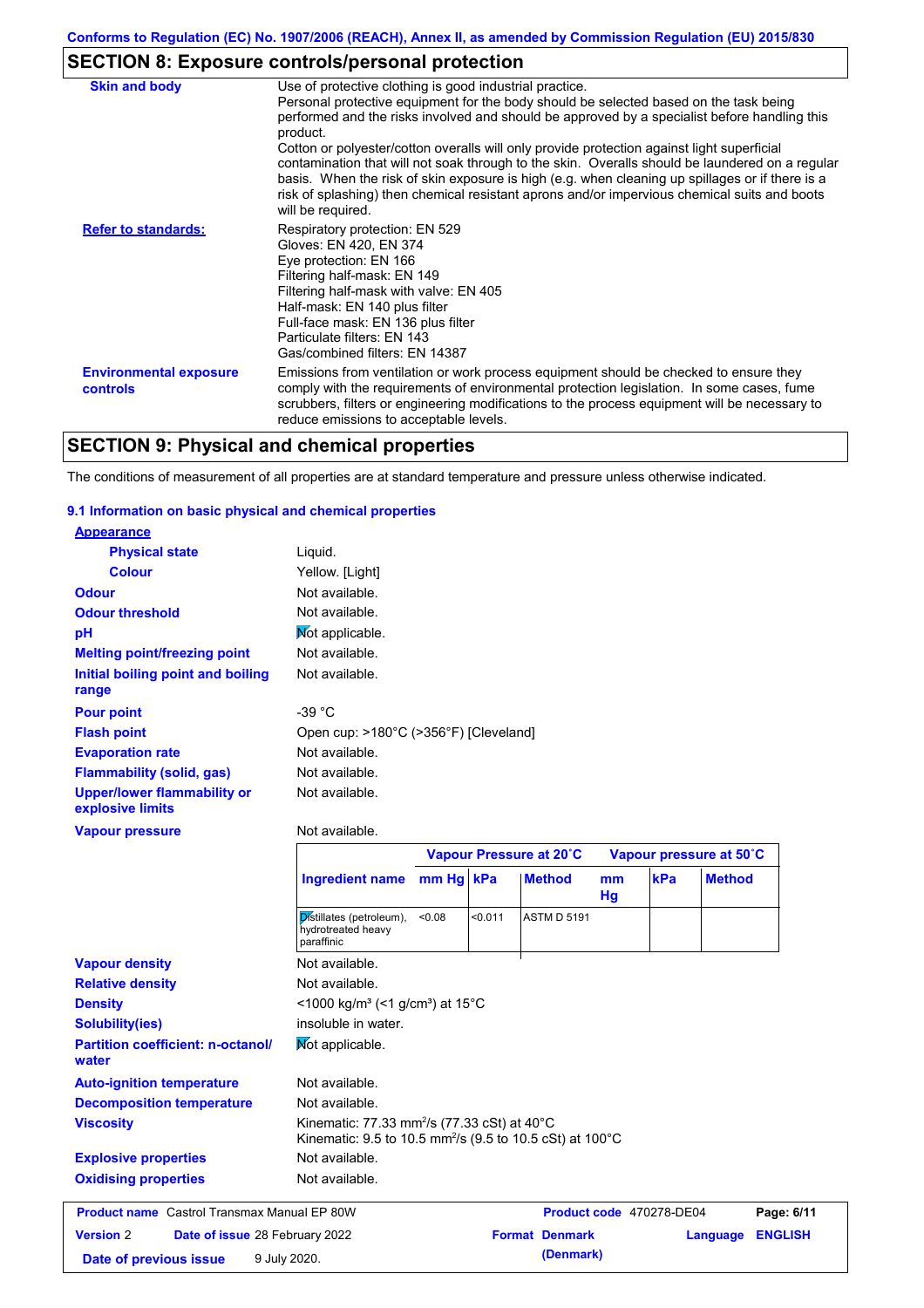Conforms to Regulation (EC) No. 1907/2006 (REACH), Annex II, as amended by Commission Regulation (EU) 2015/830

## SECTION 8: Exposure controls/personal protection

**Skin and body**

Use of protective clothing is good industrial practice.
Personal protective equipment for the body should be selected based on the task being performed and the risks involved and should be approved by a specialist before handling this product.
Cotton or polyester/cotton overalls will only provide protection against light superficial contamination that will not soak through to the skin. Overalls should be laundered on a regular basis. When the risk of skin exposure is high (e.g. when cleaning up spillages or if there is a risk of splashing) then chemical resistant aprons and/or impervious chemical suits and boots will be required.

**Refer to standards:**

Respiratory protection: EN 529
Gloves: EN 420, EN 374
Eye protection: EN 166
Filtering half-mask: EN 149
Filtering half-mask with valve: EN 405
Half-mask: EN 140 plus filter
Full-face mask: EN 136 plus filter
Particulate filters: EN 143
Gas/combined filters: EN 14387

**Environmental exposure controls**

Emissions from ventilation or work process equipment should be checked to ensure they comply with the requirements of environmental protection legislation. In some cases, fume scrubbers, filters or engineering modifications to the process equipment will be necessary to reduce emissions to acceptable levels.

## SECTION 9: Physical and chemical properties

The conditions of measurement of all properties are at standard temperature and pressure unless otherwise indicated.

### 9.1 Information on basic physical and chemical properties

**Appearance**

- **Physical state**: Liquid.
- **Colour**: Yellow. [Light]

**Odour**: Not available.

**Odour threshold**: Not available.

**pH**: Not applicable.

**Melting point/freezing point**: Not available.

**Initial boiling point and boiling range**: Not available.

**Pour point**: -39 °C

**Flash point**: Open cup: >180°C (>356°F) [Cleveland]

**Evaporation rate**: Not available.

**Flammability (solid, gas)**: Not available.

**Upper/lower flammability or explosive limits**: Not available.

**Vapour pressure**: Not available.

| | Vapour Pressure at 20˚C | | | Vapour pressure at 50˚C | | |
|---|---|---|---|---|---|---|
| Ingredient name | mm Hg | kPa | Method | mm Hg | kPa | Method |
| Distillates (petroleum), hydrotreated heavy paraffinic | <0.08 | <0.011 | ASTM D 5191 | | | |

**Vapour density**: Not available.

**Relative density**: Not available.

**Density**: <1000 kg/m³ (<1 g/cm³) at 15°C

**Solubility(ies)**: insoluble in water.

**Partition coefficient: n-octanol/water**: Not applicable.

**Auto-ignition temperature**: Not available.

**Decomposition temperature**: Not available.

**Viscosity**: Kinematic: 77.33 mm²/s (77.33 cSt) at 40°C
Kinematic: 9.5 to 10.5 mm²/s (9.5 to 10.5 cSt) at 100°C

**Explosive properties**: Not available.

**Oxidising properties**: Not available.

| Product name | Castrol Transmax Manual EP 80W | Product code | 470278-DE04 | Page: 6/11 |
|---|---|---|---|---|
| Version 2 | Date of issue 28 February 2022 | Format Denmark (Denmark) | Language ENGLISH | |
| Date of previous issue | 9 July 2020. | | | |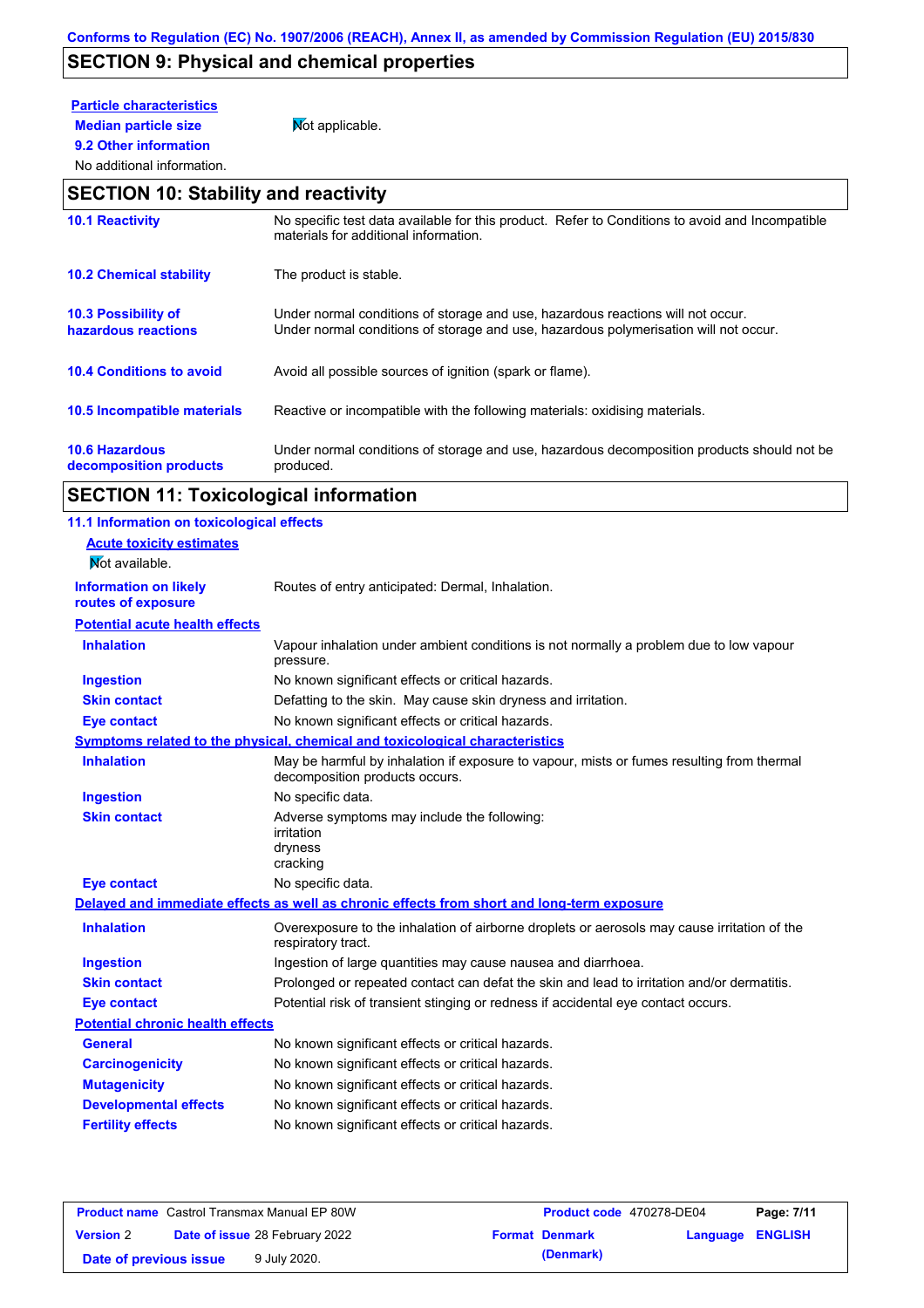## SECTION 9: Physical and chemical properties

**Particle characteristics**

**Median particle size** Not applicable.

**9.2 Other information**

No additional information.

## SECTION 10: Stability and reactivity

| | |
|---|---|
| **10.1 Reactivity** | No specific test data available for this product. Refer to Conditions to avoid and Incompatible materials for additional information. |
| **10.2 Chemical stability** | The product is stable. |
| **10.3 Possibility of hazardous reactions** | Under normal conditions of storage and use, hazardous reactions will not occur. Under normal conditions of storage and use, hazardous polymerisation will not occur. |
| **10.4 Conditions to avoid** | Avoid all possible sources of ignition (spark or flame). |
| **10.5 Incompatible materials** | Reactive or incompatible with the following materials: oxidising materials. |
| **10.6 Hazardous decomposition products** | Under normal conditions of storage and use, hazardous decomposition products should not be produced. |

## SECTION 11: Toxicological information

**11.1 Information on toxicological effects**

**Acute toxicity estimates**

Not available.

**Information on likely routes of exposure**: Routes of entry anticipated: Dermal, Inhalation.

**Potential acute health effects**

| | |
|---|---|
| **Inhalation** | Vapour inhalation under ambient conditions is not normally a problem due to low vapour pressure. |
| **Ingestion** | No known significant effects or critical hazards. |
| **Skin contact** | Defatting to the skin. May cause skin dryness and irritation. |
| **Eye contact** | No known significant effects or critical hazards. |

**Symptoms related to the physical, chemical and toxicological characteristics**

| | |
|---|---|
| **Inhalation** | May be harmful by inhalation if exposure to vapour, mists or fumes resulting from thermal decomposition products occurs. |
| **Ingestion** | No specific data. |
| **Skin contact** | Adverse symptoms may include the following: irritation dryness cracking |
| **Eye contact** | No specific data. |

**Delayed and immediate effects as well as chronic effects from short and long-term exposure**

| | |
|---|---|
| **Inhalation** | Overexposure to the inhalation of airborne droplets or aerosols may cause irritation of the respiratory tract. |
| **Ingestion** | Ingestion of large quantities may cause nausea and diarrhoea. |
| **Skin contact** | Prolonged or repeated contact can defat the skin and lead to irritation and/or dermatitis. |
| **Eye contact** | Potential risk of transient stinging or redness if accidental eye contact occurs. |

**Potential chronic health effects**

| | |
|---|---|
| **General** | No known significant effects or critical hazards. |
| **Carcinogenicity** | No known significant effects or critical hazards. |
| **Mutagenicity** | No known significant effects or critical hazards. |
| **Developmental effects** | No known significant effects or critical hazards. |
| **Fertility effects** | No known significant effects or critical hazards. |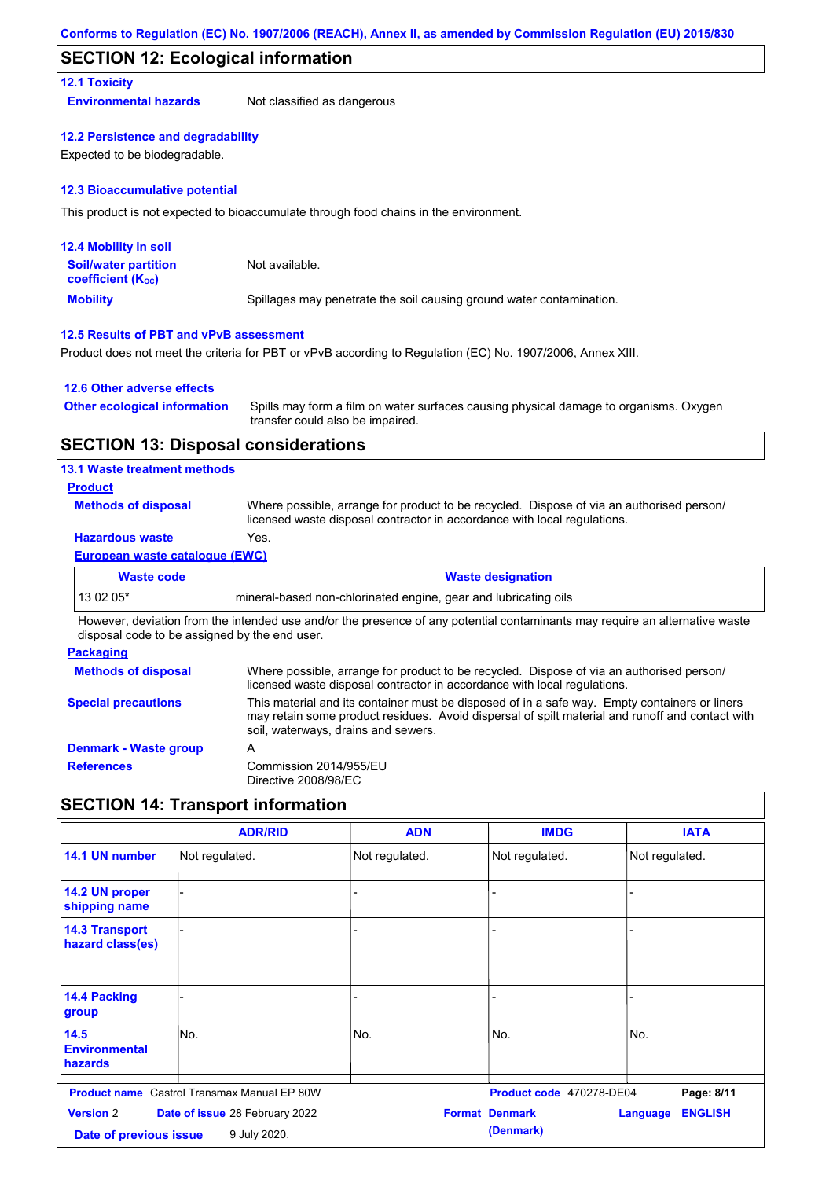## SECTION 12: Ecological information

### 12.1 Toxicity

**Environmental hazards** Not classified as dangerous

### 12.2 Persistence and degradability

Expected to be biodegradable.

### 12.3 Bioaccumulative potential

This product is not expected to bioaccumulate through food chains in the environment.

### 12.4 Mobility in soil

**Soil/water partition coefficient ($K_{OC}$)** Not available.

**Mobility** Spillages may penetrate the soil causing ground water contamination.

### 12.5 Results of PBT and vPvB assessment

Product does not meet the criteria for PBT or vPvB according to Regulation (EC) No. 1907/2006, Annex XIII.

### 12.6 Other adverse effects

**Other ecological information** Spills may form a film on water surfaces causing physical damage to organisms. Oxygen transfer could also be impaired.

## SECTION 13: Disposal considerations

### 13.1 Waste treatment methods

**Product**

**Methods of disposal** Where possible, arrange for product to be recycled. Dispose of via an authorised person/ licensed waste disposal contractor in accordance with local regulations.

**Hazardous waste** Yes.

**European waste catalogue (EWC)**

| Waste code | Waste designation |
|---|---|
| 13 02 05* | mineral-based non-chlorinated engine, gear and lubricating oils |

However, deviation from the intended use and/or the presence of any potential contaminants may require an alternative waste disposal code to be assigned by the end user.

**Packaging**

**Methods of disposal** Where possible, arrange for product to be recycled. Dispose of via an authorised person/ licensed waste disposal contractor in accordance with local regulations.

**Special precautions** This material and its container must be disposed of in a safe way. Empty containers or liners may retain some product residues. Avoid dispersal of spilt material and runoff and contact with soil, waterways, drains and sewers.

**Denmark - Waste group** A

**References** Commission 2014/955/EU
Directive 2008/98/EC

## SECTION 14: Transport information

| | ADR/RID | ADN | IMDG | IATA |
|---|---|---|---|---|
| 14.1 UN number | Not regulated. | Not regulated. | Not regulated. | Not regulated. |
| 14.2 UN proper shipping name | - | - | - | - |
| 14.3 Transport hazard class(es) | - | - | - | - |
| 14.4 Packing group | - | - | - | - |
| 14.5 Environmental hazards | No. | No. | No. | No. |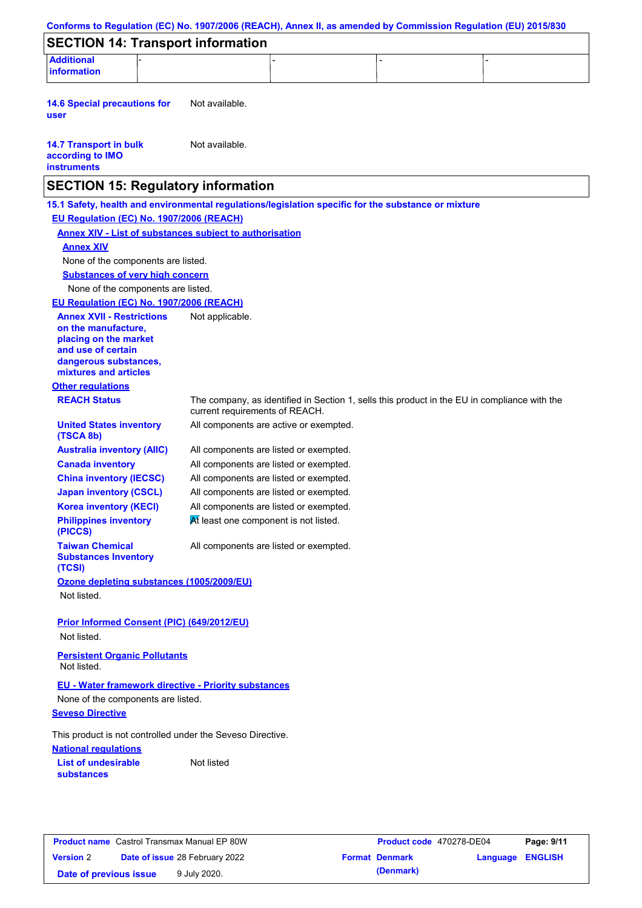Conforms to Regulation (EC) No. 1907/2006 (REACH), Annex II, as amended by Commission Regulation (EU) 2015/830

## SECTION 14: Transport information

| Additional information | - | - | - | - |
|---|---|---|---|---|

**14.6 Special precautions for user** Not available.

**14.7 Transport in bulk according to IMO instruments** Not available.

## SECTION 15: Regulatory information

**15.1 Safety, health and environmental regulations/legislation specific for the substance or mixture**

**EU Regulation (EC) No. 1907/2006 (REACH)**

**Annex XIV - List of substances subject to authorisation**

**Annex XIV**

None of the components are listed.

**Substances of very high concern**

None of the components are listed.

**EU Regulation (EC) No. 1907/2006 (REACH)**

**Annex XVII - Restrictions on the manufacture, placing on the market and use of certain dangerous substances, mixtures and articles** Not applicable.

**Other regulations**

| | |
|---|---|
| **REACH Status** | The company, as identified in Section 1, sells this product in the EU in compliance with the current requirements of REACH. |
| **United States inventory (TSCA 8b)** | All components are active or exempted. |
| **Australia inventory (AIIC)** | All components are listed or exempted. |
| **Canada inventory** | All components are listed or exempted. |
| **China inventory (IECSC)** | All components are listed or exempted. |
| **Japan inventory (CSCL)** | All components are listed or exempted. |
| **Korea inventory (KECI)** | All components are listed or exempted. |
| **Philippines inventory (PICCS)** | At least one component is not listed. |
| **Taiwan Chemical Substances Inventory (TCSI)** | All components are listed or exempted. |

**Ozone depleting substances (1005/2009/EU)**

Not listed.

**Prior Informed Consent (PIC) (649/2012/EU)**

Not listed.

**Persistent Organic Pollutants**

Not listed.

**EU - Water framework directive - Priority substances**

None of the components are listed.

**Seveso Directive**

This product is not controlled under the Seveso Directive.

**National regulations**

**List of undesirable substances** Not listed

| **Product name** Castrol Transmax Manual EP 80W | **Product code** 470278-DE04 | |
|---|---|---|
| **Version** 2 **Date of issue** 28 February 2022 | **Format** Denmark (Denmark) | **Language** ENGLISH |
| **Date of previous issue** 9 July 2020. | | |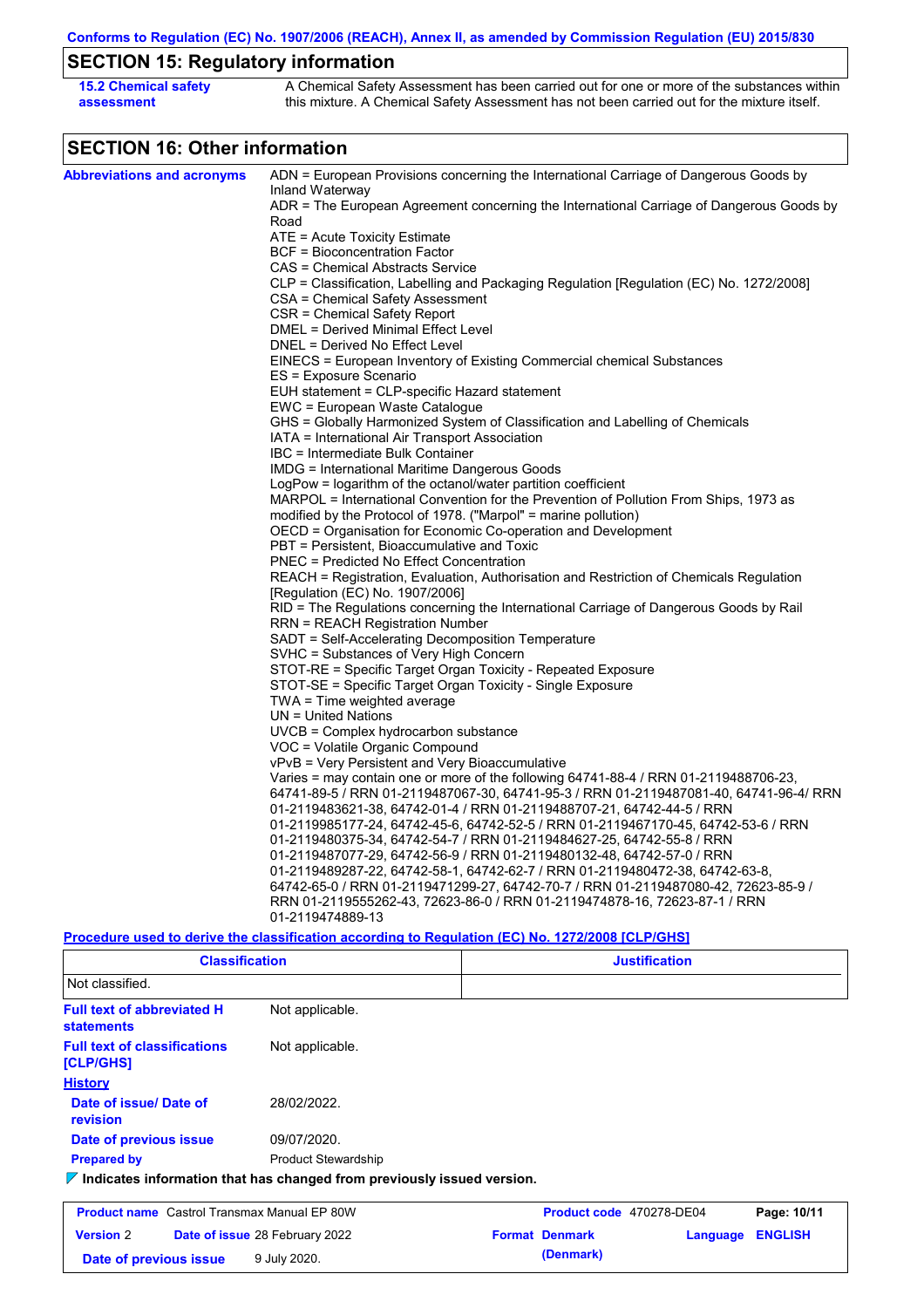## SECTION 15: Regulatory information

**15.2 Chemical safety assessment**

A Chemical Safety Assessment has been carried out for one or more of the substances within this mixture. A Chemical Safety Assessment has not been carried out for the mixture itself.

## SECTION 16: Other information

**Abbreviations and acronyms**

ADN = European Provisions concerning the International Carriage of Dangerous Goods by Inland Waterway
ADR = The European Agreement concerning the International Carriage of Dangerous Goods by Road
ATE = Acute Toxicity Estimate
BCF = Bioconcentration Factor
CAS = Chemical Abstracts Service
CLP = Classification, Labelling and Packaging Regulation [Regulation (EC) No. 1272/2008]
CSA = Chemical Safety Assessment
CSR = Chemical Safety Report
DMEL = Derived Minimal Effect Level
DNEL = Derived No Effect Level
EINECS = European Inventory of Existing Commercial chemical Substances
ES = Exposure Scenario
EUH statement = CLP-specific Hazard statement
EWC = European Waste Catalogue
GHS = Globally Harmonized System of Classification and Labelling of Chemicals
IATA = International Air Transport Association
IBC = Intermediate Bulk Container
IMDG = International Maritime Dangerous Goods
LogPow = logarithm of the octanol/water partition coefficient
MARPOL = International Convention for the Prevention of Pollution From Ships, 1973 as modified by the Protocol of 1978. ("Marpol" = marine pollution)
OECD = Organisation for Economic Co-operation and Development
PBT = Persistent, Bioaccumulative and Toxic
PNEC = Predicted No Effect Concentration
REACH = Registration, Evaluation, Authorisation and Restriction of Chemicals Regulation [Regulation (EC) No. 1907/2006]
RID = The Regulations concerning the International Carriage of Dangerous Goods by Rail
RRN = REACH Registration Number
SADT = Self-Accelerating Decomposition Temperature
SVHC = Substances of Very High Concern
STOT-RE = Specific Target Organ Toxicity - Repeated Exposure
STOT-SE = Specific Target Organ Toxicity - Single Exposure
TWA = Time weighted average
UN = United Nations
UVCB = Complex hydrocarbon substance
VOC = Volatile Organic Compound
vPvB = Very Persistent and Very Bioaccumulative
Varies = may contain one or more of the following 64741-88-4 / RRN 01-2119488706-23, 64741-89-5 / RRN 01-2119487067-30, 64741-95-3 / RRN 01-2119487081-40, 64741-96-4/ RRN 01-2119483621-38, 64742-01-4 / RRN 01-2119488707-21, 64742-44-5 / RRN 01-2119985177-24, 64742-45-6, 64742-52-5 / RRN 01-2119467170-45, 64742-53-6 / RRN 01-2119480375-34, 64742-54-7 / RRN 01-2119484627-25, 64742-55-8 / RRN 01-2119487077-29, 64742-56-9 / RRN 01-2119480132-48, 64742-57-0 / RRN 01-2119489287-22, 64742-58-1, 64742-62-7 / RRN 01-2119480472-38, 64742-63-8, 64742-65-0 / RRN 01-2119471299-27, 64742-70-7 / RRN 01-2119487080-42, 72623-85-9 / RRN 01-2119555262-43, 72623-86-0 / RRN 01-2119474878-16, 72623-87-1 / RRN 01-2119474889-13

**Procedure used to derive the classification according to Regulation (EC) No. 1272/2008 [CLP/GHS]**

| Classification | Justification |
|---|---|
| Not classified. | |

**Full text of abbreviated H statements**: Not applicable.

**Full text of classifications [CLP/GHS]**: Not applicable.

**History**

**Date of issue/ Date of revision**: 28/02/2022.

**Date of previous issue**: 09/07/2020.

**Prepared by**: Product Stewardship

**Indicates information that has changed from previously issued version.**

| Product name | Castrol Transmax Manual EP 80W | Product code | 470278-DE04 |
|---|---|---|---|
| Version | 2 | Date of issue | 28 February 2022 |
| Format | Denmark (Denmark) | Language | ENGLISH |
| Date of previous issue | 9 July 2020. | | |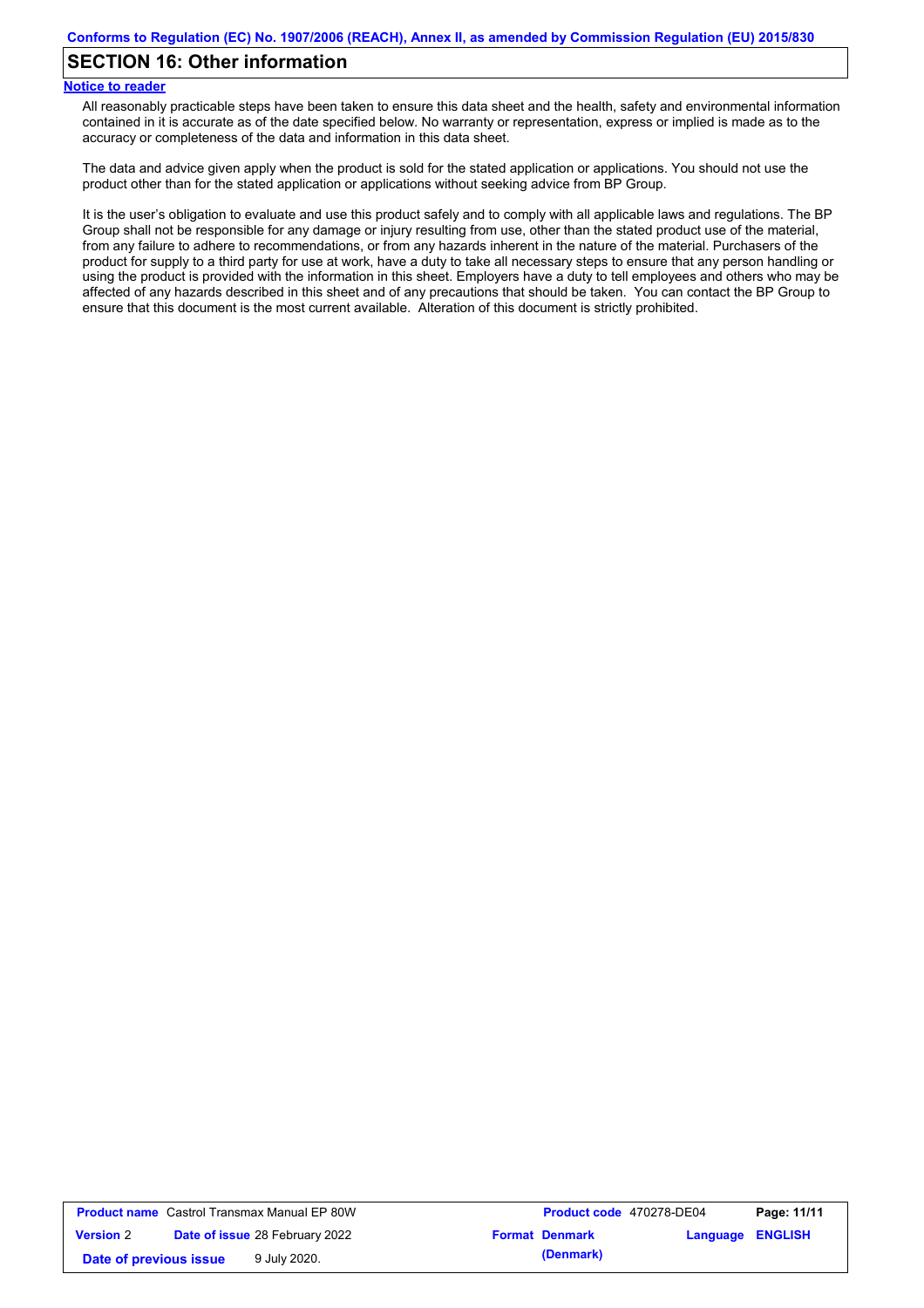## SECTION 16: Other information

**Notice to reader**

All reasonably practicable steps have been taken to ensure this data sheet and the health, safety and environmental information contained in it is accurate as of the date specified below. No warranty or representation, express or implied is made as to the accuracy or completeness of the data and information in this data sheet.

The data and advice given apply when the product is sold for the stated application or applications. You should not use the product other than for the stated application or applications without seeking advice from BP Group.

It is the user's obligation to evaluate and use this product safely and to comply with all applicable laws and regulations. The BP Group shall not be responsible for any damage or injury resulting from use, other than the stated product use of the material, from any failure to adhere to recommendations, or from any hazards inherent in the nature of the material. Purchasers of the product for supply to a third party for use at work, have a duty to take all necessary steps to ensure that any person handling or using the product is provided with the information in this sheet. Employers have a duty to tell employees and others who may be affected of any hazards described in this sheet and of any precautions that should be taken. You can contact the BP Group to ensure that this document is the most current available. Alteration of this document is strictly prohibited.